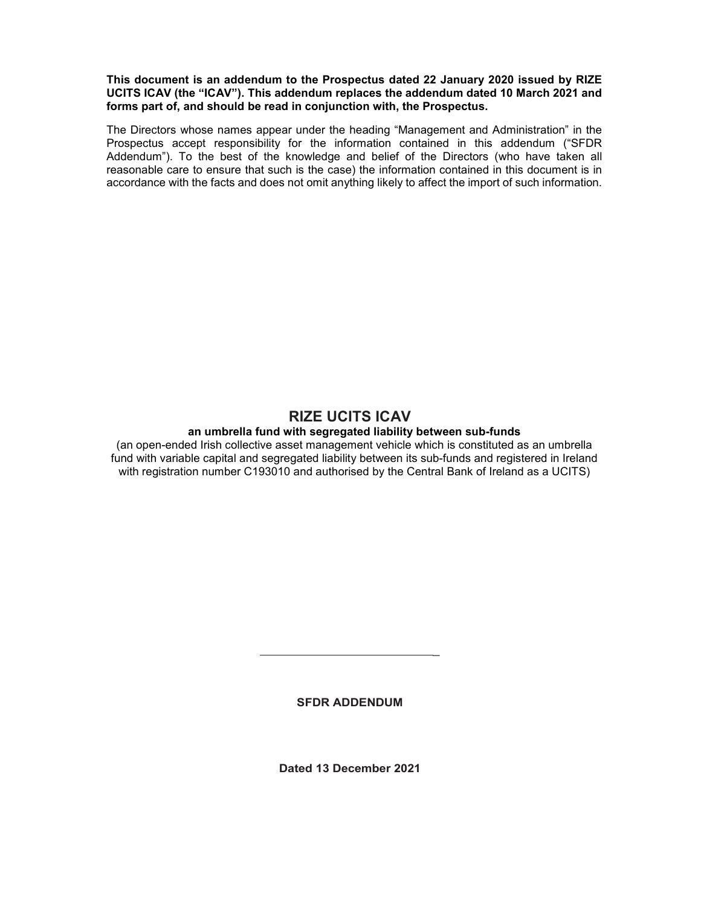**This document is an addendum to the Prospectus dated 22 January 2020 issued by RIZE UCITS ICAV (the "ICAV"). This addendum replaces the addendum dated 10 March 2021 and forms part of, and should be read in conjunction with, the Prospectus.**

The Directors whose names appear under the heading "Management and Administration" in the Prospectus accept responsibility for the information contained in this addendum ("SFDR Addendum"). To the best of the knowledge and belief of the Directors (who have taken all reasonable care to ensure that such is the case) the information contained in this document is in accordance with the facts and does not omit anything likely to affect the import of such information.

# RIZE UCITS ICAV

**an umbrella fund with segregated liability between sub-funds**

(an open-ended Irish collective asset management vehicle which is constituted as an umbrella fund with variable capital and segregated liability between its sub-funds and registered in Ireland with registration number C193010 and authorised by the Central Bank of Ireland as a UCITS)

---

**SFDR ADDENDUM**

**Dated 13 December 2021**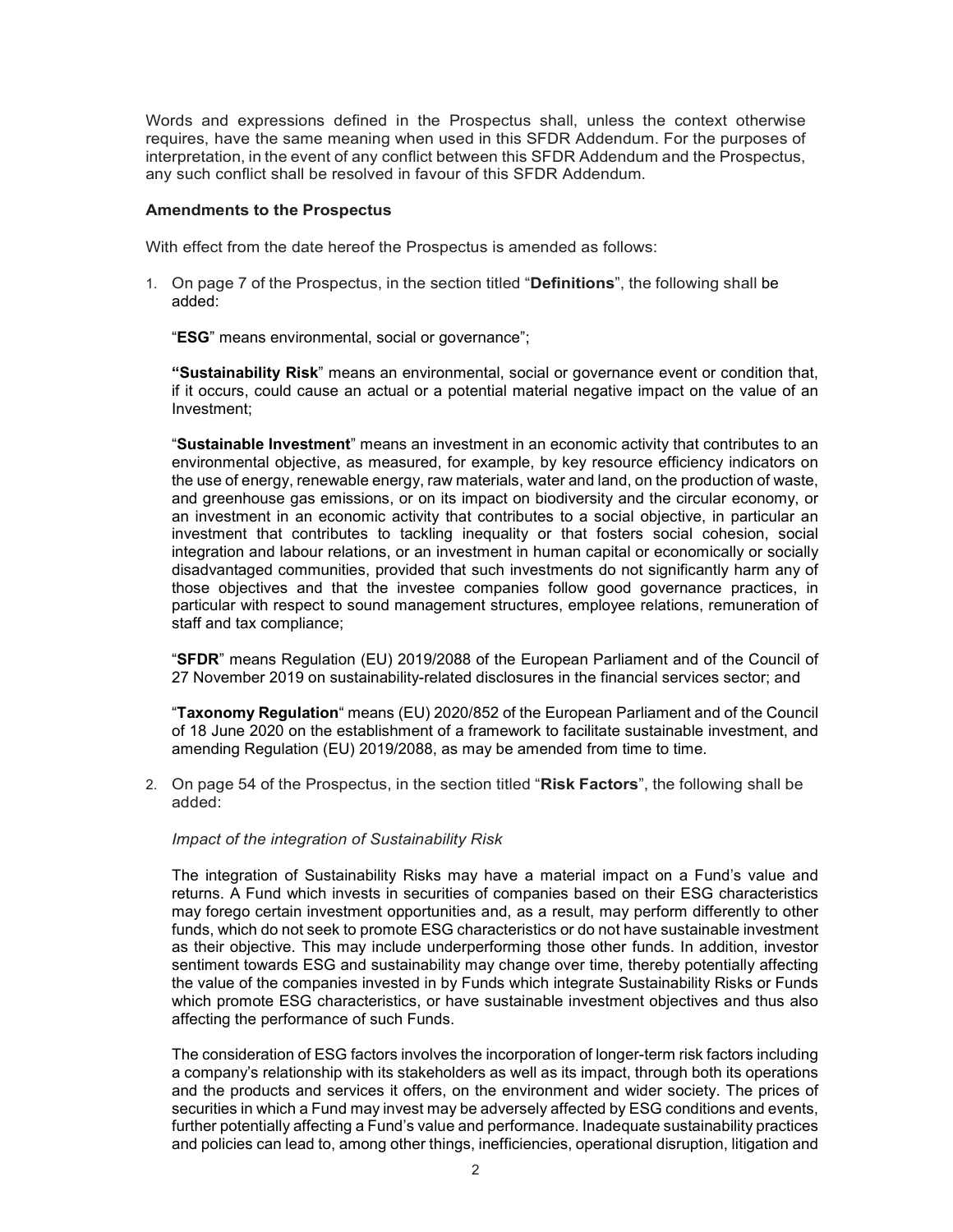Words and expressions defined in the Prospectus shall, unless the context otherwise requires, have the same meaning when used in this SFDR Addendum. For the purposes of interpretation, in the event of any conflict between this SFDR Addendum and the Prospectus, any such conflict shall be resolved in favour of this SFDR Addendum.

**Amendments to the Prospectus**

With effect from the date hereof the Prospectus is amended as follows:

1. On page 7 of the Prospectus, in the section titled "**Definitions**", the following shall be added:

   "**ESG**" means environmental, social or governance";

   **"Sustainability Risk**" means an environmental, social or governance event or condition that, if it occurs, could cause an actual or a potential material negative impact on the value of an Investment;

   "**Sustainable Investment**" means an investment in an economic activity that contributes to an environmental objective, as measured, for example, by key resource efficiency indicators on the use of energy, renewable energy, raw materials, water and land, on the production of waste, and greenhouse gas emissions, or on its impact on biodiversity and the circular economy, or an investment in an economic activity that contributes to a social objective, in particular an investment that contributes to tackling inequality or that fosters social cohesion, social integration and labour relations, or an investment in human capital or economically or socially disadvantaged communities, provided that such investments do not significantly harm any of those objectives and that the investee companies follow good governance practices, in particular with respect to sound management structures, employee relations, remuneration of staff and tax compliance;

   "**SFDR**" means Regulation (EU) 2019/2088 of the European Parliament and of the Council of 27 November 2019 on sustainability-related disclosures in the financial services sector; and

   "**Taxonomy Regulation**" means (EU) 2020/852 of the European Parliament and of the Council of 18 June 2020 on the establishment of a framework to facilitate sustainable investment, and amending Regulation (EU) 2019/2088, as may be amended from time to time.

2. On page 54 of the Prospectus, in the section titled "**Risk Factors**", the following shall be added:

   *Impact of the integration of Sustainability Risk*

   The integration of Sustainability Risks may have a material impact on a Fund's value and returns. A Fund which invests in securities of companies based on their ESG characteristics may forego certain investment opportunities and, as a result, may perform differently to other funds, which do not seek to promote ESG characteristics or do not have sustainable investment as their objective. This may include underperforming those other funds. In addition, investor sentiment towards ESG and sustainability may change over time, thereby potentially affecting the value of the companies invested in by Funds which integrate Sustainability Risks or Funds which promote ESG characteristics, or have sustainable investment objectives and thus also affecting the performance of such Funds.

   The consideration of ESG factors involves the incorporation of longer-term risk factors including a company's relationship with its stakeholders as well as its impact, through both its operations and the products and services it offers, on the environment and wider society. The prices of securities in which a Fund may invest may be adversely affected by ESG conditions and events, further potentially affecting a Fund's value and performance. Inadequate sustainability practices and policies can lead to, among other things, inefficiencies, operational disruption, litigation and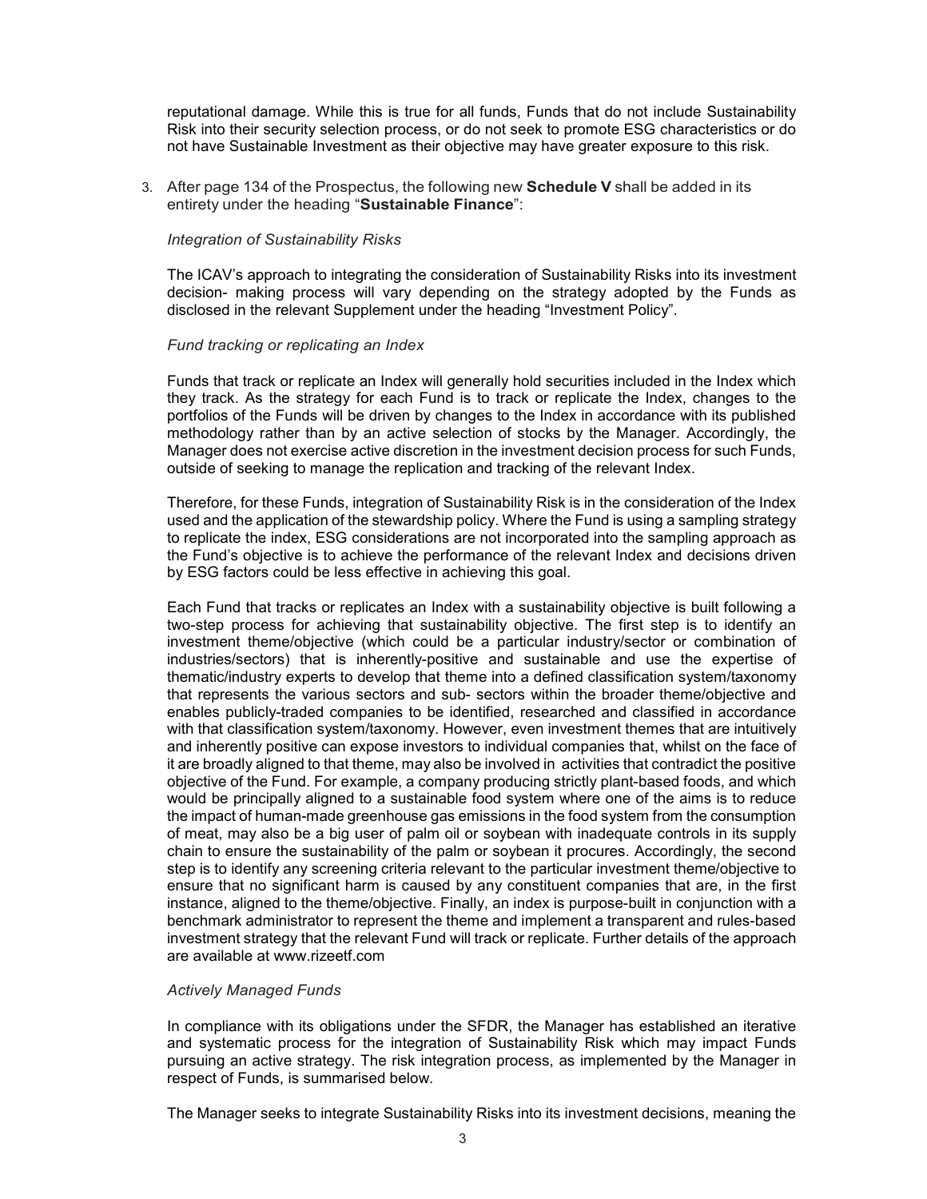reputational damage. While this is true for all funds, Funds that do not include Sustainability Risk into their security selection process, or do not seek to promote ESG characteristics or do not have Sustainable Investment as their objective may have greater exposure to this risk.

3. After page 134 of the Prospectus, the following new **Schedule V** shall be added in its entirety under the heading "**Sustainable Finance**":

*Integration of Sustainability Risks*

The ICAV's approach to integrating the consideration of Sustainability Risks into its investment decision- making process will vary depending on the strategy adopted by the Funds as disclosed in the relevant Supplement under the heading "Investment Policy".

*Fund tracking or replicating an Index*

Funds that track or replicate an Index will generally hold securities included in the Index which they track. As the strategy for each Fund is to track or replicate the Index, changes to the portfolios of the Funds will be driven by changes to the Index in accordance with its published methodology rather than by an active selection of stocks by the Manager. Accordingly, the Manager does not exercise active discretion in the investment decision process for such Funds, outside of seeking to manage the replication and tracking of the relevant Index.

Therefore, for these Funds, integration of Sustainability Risk is in the consideration of the Index used and the application of the stewardship policy. Where the Fund is using a sampling strategy to replicate the index, ESG considerations are not incorporated into the sampling approach as the Fund's objective is to achieve the performance of the relevant Index and decisions driven by ESG factors could be less effective in achieving this goal.

Each Fund that tracks or replicates an Index with a sustainability objective is built following a two-step process for achieving that sustainability objective. The first step is to identify an investment theme/objective (which could be a particular industry/sector or combination of industries/sectors) that is inherently-positive and sustainable and use the expertise of thematic/industry experts to develop that theme into a defined classification system/taxonomy that represents the various sectors and sub- sectors within the broader theme/objective and enables publicly-traded companies to be identified, researched and classified in accordance with that classification system/taxonomy. However, even investment themes that are intuitively and inherently positive can expose investors to individual companies that, whilst on the face of it are broadly aligned to that theme, may also be involved in activities that contradict the positive objective of the Fund. For example, a company producing strictly plant-based foods, and which would be principally aligned to a sustainable food system where one of the aims is to reduce the impact of human-made greenhouse gas emissions in the food system from the consumption of meat, may also be a big user of palm oil or soybean with inadequate controls in its supply chain to ensure the sustainability of the palm or soybean it procures. Accordingly, the second step is to identify any screening criteria relevant to the particular investment theme/objective to ensure that no significant harm is caused by any constituent companies that are, in the first instance, aligned to the theme/objective. Finally, an index is purpose-built in conjunction with a benchmark administrator to represent the theme and implement a transparent and rules-based investment strategy that the relevant Fund will track or replicate. Further details of the approach are available at www.rizeetf.com

*Actively Managed Funds*

In compliance with its obligations under the SFDR, the Manager has established an iterative and systematic process for the integration of Sustainability Risk which may impact Funds pursuing an active strategy. The risk integration process, as implemented by the Manager in respect of Funds, is summarised below.

The Manager seeks to integrate Sustainability Risks into its investment decisions, meaning the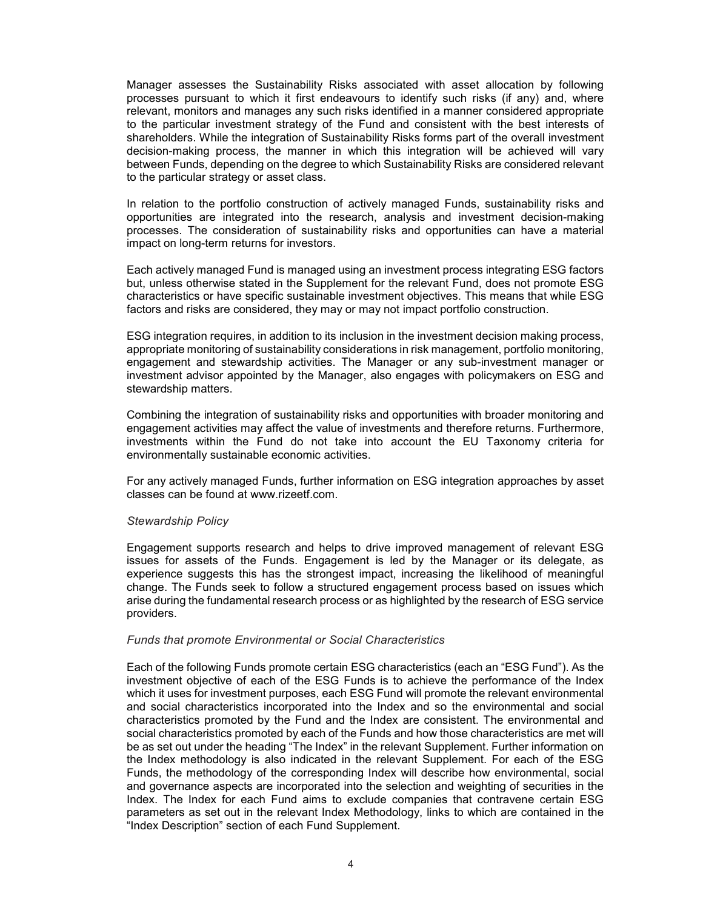Manager assesses the Sustainability Risks associated with asset allocation by following processes pursuant to which it first endeavours to identify such risks (if any) and, where relevant, monitors and manages any such risks identified in a manner considered appropriate to the particular investment strategy of the Fund and consistent with the best interests of shareholders. While the integration of Sustainability Risks forms part of the overall investment decision-making process, the manner in which this integration will be achieved will vary between Funds, depending on the degree to which Sustainability Risks are considered relevant to the particular strategy or asset class.

In relation to the portfolio construction of actively managed Funds, sustainability risks and opportunities are integrated into the research, analysis and investment decision-making processes. The consideration of sustainability risks and opportunities can have a material impact on long-term returns for investors.

Each actively managed Fund is managed using an investment process integrating ESG factors but, unless otherwise stated in the Supplement for the relevant Fund, does not promote ESG characteristics or have specific sustainable investment objectives. This means that while ESG factors and risks are considered, they may or may not impact portfolio construction.

ESG integration requires, in addition to its inclusion in the investment decision making process, appropriate monitoring of sustainability considerations in risk management, portfolio monitoring, engagement and stewardship activities. The Manager or any sub-investment manager or investment advisor appointed by the Manager, also engages with policymakers on ESG and stewardship matters.

Combining the integration of sustainability risks and opportunities with broader monitoring and engagement activities may affect the value of investments and therefore returns. Furthermore, investments within the Fund do not take into account the EU Taxonomy criteria for environmentally sustainable economic activities.

For any actively managed Funds, further information on ESG integration approaches by asset classes can be found at www.rizeetf.com.

*Stewardship Policy*

Engagement supports research and helps to drive improved management of relevant ESG issues for assets of the Funds. Engagement is led by the Manager or its delegate, as experience suggests this has the strongest impact, increasing the likelihood of meaningful change. The Funds seek to follow a structured engagement process based on issues which arise during the fundamental research process or as highlighted by the research of ESG service providers.

*Funds that promote Environmental or Social Characteristics*

Each of the following Funds promote certain ESG characteristics (each an "ESG Fund"). As the investment objective of each of the ESG Funds is to achieve the performance of the Index which it uses for investment purposes, each ESG Fund will promote the relevant environmental and social characteristics incorporated into the Index and so the environmental and social characteristics promoted by the Fund and the Index are consistent. The environmental and social characteristics promoted by each of the Funds and how those characteristics are met will be as set out under the heading "The Index" in the relevant Supplement. Further information on the Index methodology is also indicated in the relevant Supplement. For each of the ESG Funds, the methodology of the corresponding Index will describe how environmental, social and governance aspects are incorporated into the selection and weighting of securities in the Index. The Index for each Fund aims to exclude companies that contravene certain ESG parameters as set out in the relevant Index Methodology, links to which are contained in the "Index Description" section of each Fund Supplement.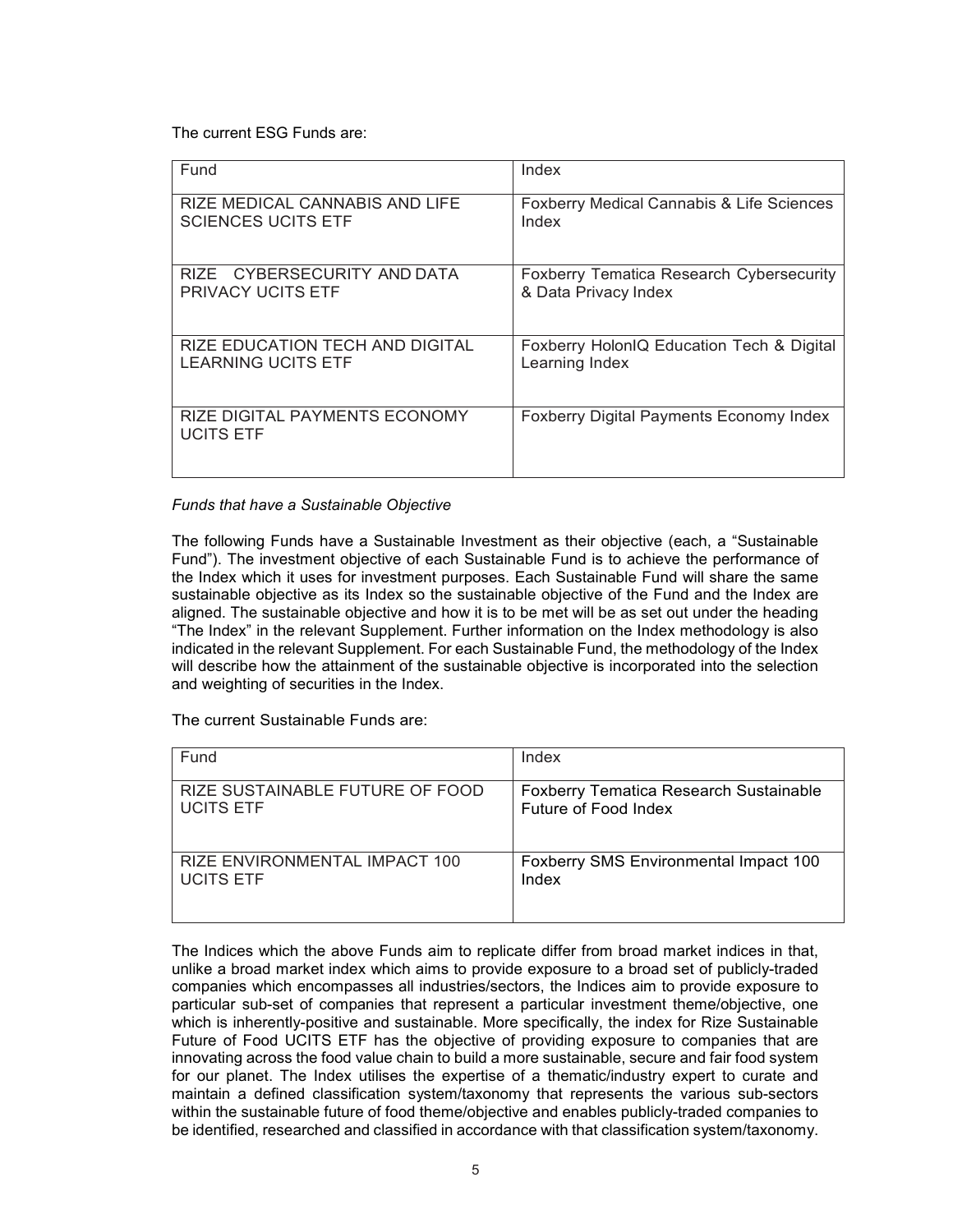The current ESG Funds are:

| Fund | Index |
| --- | --- |
| RIZE MEDICAL CANNABIS AND LIFE SCIENCES UCITS ETF | Foxberry Medical Cannabis & Life Sciences Index |
| RIZE CYBERSECURITY AND DATA PRIVACY UCITS ETF | Foxberry Tematica Research Cybersecurity & Data Privacy Index |
| RIZE EDUCATION TECH AND DIGITAL LEARNING UCITS ETF | Foxberry HolonIQ Education Tech & Digital Learning Index |
| RIZE DIGITAL PAYMENTS ECONOMY UCITS ETF | Foxberry Digital Payments Economy Index |

*Funds that have a Sustainable Objective*

The following Funds have a Sustainable Investment as their objective (each, a "Sustainable Fund"). The investment objective of each Sustainable Fund is to achieve the performance of the Index which it uses for investment purposes. Each Sustainable Fund will share the same sustainable objective as its Index so the sustainable objective of the Fund and the Index are aligned. The sustainable objective and how it is to be met will be as set out under the heading "The Index" in the relevant Supplement. Further information on the Index methodology is also indicated in the relevant Supplement. For each Sustainable Fund, the methodology of the Index will describe how the attainment of the sustainable objective is incorporated into the selection and weighting of securities in the Index.

The current Sustainable Funds are:

| Fund | Index |
| --- | --- |
| RIZE SUSTAINABLE FUTURE OF FOOD UCITS ETF | Foxberry Tematica Research Sustainable Future of Food Index |
| RIZE ENVIRONMENTAL IMPACT 100 UCITS ETF | Foxberry SMS Environmental Impact 100 Index |

The Indices which the above Funds aim to replicate differ from broad market indices in that, unlike a broad market index which aims to provide exposure to a broad set of publicly-traded companies which encompasses all industries/sectors, the Indices aim to provide exposure to particular sub-set of companies that represent a particular investment theme/objective, one which is inherently-positive and sustainable. More specifically, the index for Rize Sustainable Future of Food UCITS ETF has the objective of providing exposure to companies that are innovating across the food value chain to build a more sustainable, secure and fair food system for our planet. The Index utilises the expertise of a thematic/industry expert to curate and maintain a defined classification system/taxonomy that represents the various sub-sectors within the sustainable future of food theme/objective and enables publicly-traded companies to be identified, researched and classified in accordance with that classification system/taxonomy.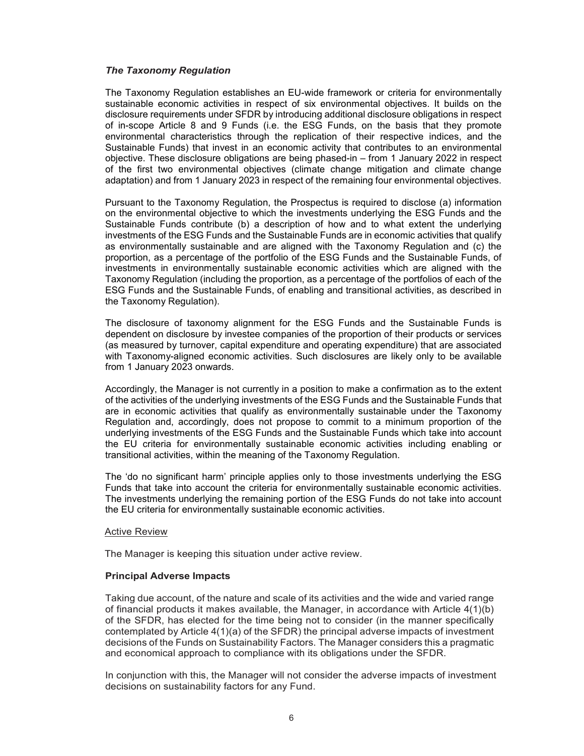### *The Taxonomy Regulation*

The Taxonomy Regulation establishes an EU-wide framework or criteria for environmentally sustainable economic activities in respect of six environmental objectives. It builds on the disclosure requirements under SFDR by introducing additional disclosure obligations in respect of in-scope Article 8 and 9 Funds (i.e. the ESG Funds, on the basis that they promote environmental characteristics through the replication of their respective indices, and the Sustainable Funds) that invest in an economic activity that contributes to an environmental objective. These disclosure obligations are being phased-in – from 1 January 2022 in respect of the first two environmental objectives (climate change mitigation and climate change adaptation) and from 1 January 2023 in respect of the remaining four environmental objectives.

Pursuant to the Taxonomy Regulation, the Prospectus is required to disclose (a) information on the environmental objective to which the investments underlying the ESG Funds and the Sustainable Funds contribute (b) a description of how and to what extent the underlying investments of the ESG Funds and the Sustainable Funds are in economic activities that qualify as environmentally sustainable and are aligned with the Taxonomy Regulation and (c) the proportion, as a percentage of the portfolio of the ESG Funds and the Sustainable Funds, of investments in environmentally sustainable economic activities which are aligned with the Taxonomy Regulation (including the proportion, as a percentage of the portfolios of each of the ESG Funds and the Sustainable Funds, of enabling and transitional activities, as described in the Taxonomy Regulation).

The disclosure of taxonomy alignment for the ESG Funds and the Sustainable Funds is dependent on disclosure by investee companies of the proportion of their products or services (as measured by turnover, capital expenditure and operating expenditure) that are associated with Taxonomy-aligned economic activities. Such disclosures are likely only to be available from 1 January 2023 onwards.

Accordingly, the Manager is not currently in a position to make a confirmation as to the extent of the activities of the underlying investments of the ESG Funds and the Sustainable Funds that are in economic activities that qualify as environmentally sustainable under the Taxonomy Regulation and, accordingly, does not propose to commit to a minimum proportion of the underlying investments of the ESG Funds and the Sustainable Funds which take into account the EU criteria for environmentally sustainable economic activities including enabling or transitional activities, within the meaning of the Taxonomy Regulation.

The 'do no significant harm' principle applies only to those investments underlying the ESG Funds that take into account the criteria for environmentally sustainable economic activities. The investments underlying the remaining portion of the ESG Funds do not take into account the EU criteria for environmentally sustainable economic activities.

Active Review

The Manager is keeping this situation under active review.

### Principal Adverse Impacts

Taking due account, of the nature and scale of its activities and the wide and varied range of financial products it makes available, the Manager, in accordance with Article 4(1)(b) of the SFDR, has elected for the time being not to consider (in the manner specifically contemplated by Article 4(1)(a) of the SFDR) the principal adverse impacts of investment decisions of the Funds on Sustainability Factors. The Manager considers this a pragmatic and economical approach to compliance with its obligations under the SFDR.

In conjunction with this, the Manager will not consider the adverse impacts of investment decisions on sustainability factors for any Fund.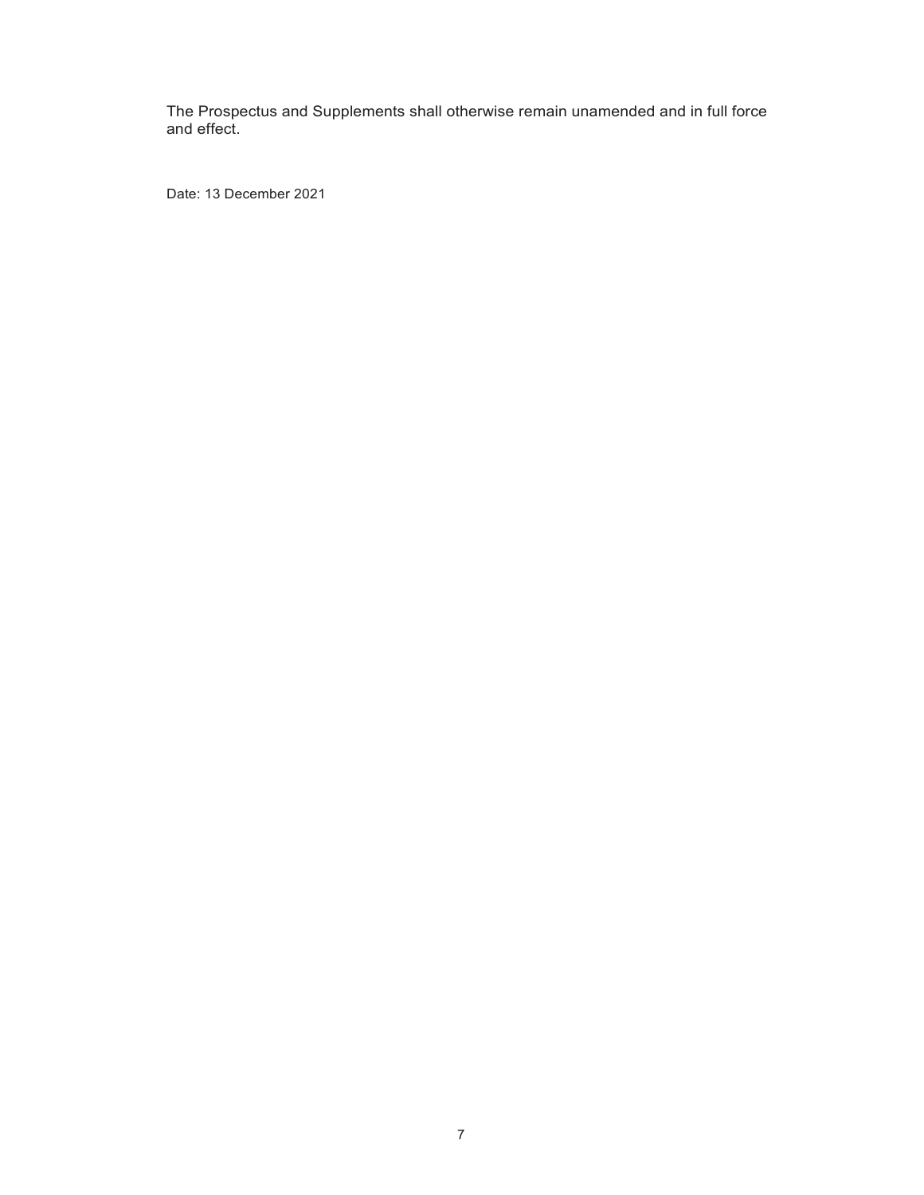The Prospectus and Supplements shall otherwise remain unamended and in full force and effect.

Date: 13 December 2021